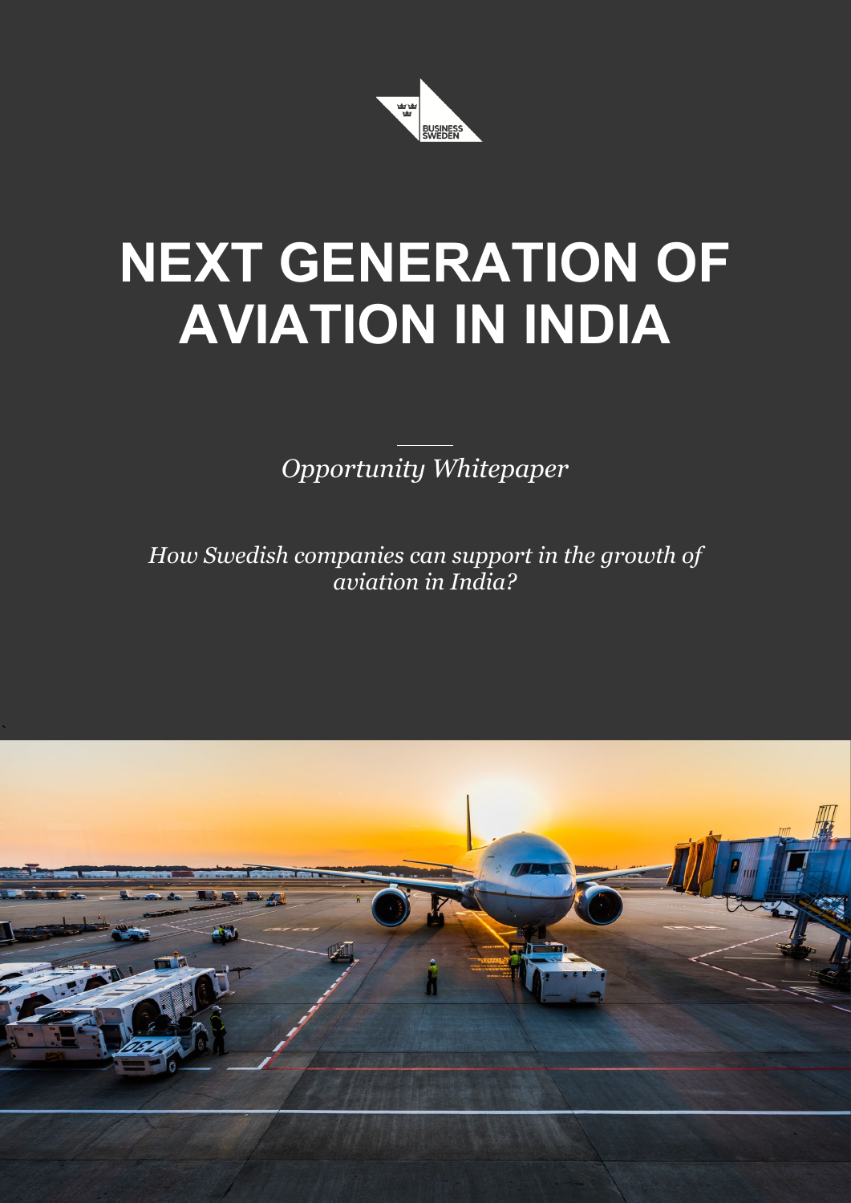BUSINESS SWEDEN

# NEXT GENERATION OF AVIATION IN INDIA

*Opportunity Whitepaper*

*How Swedish companies can support in the growth of aviation in India?*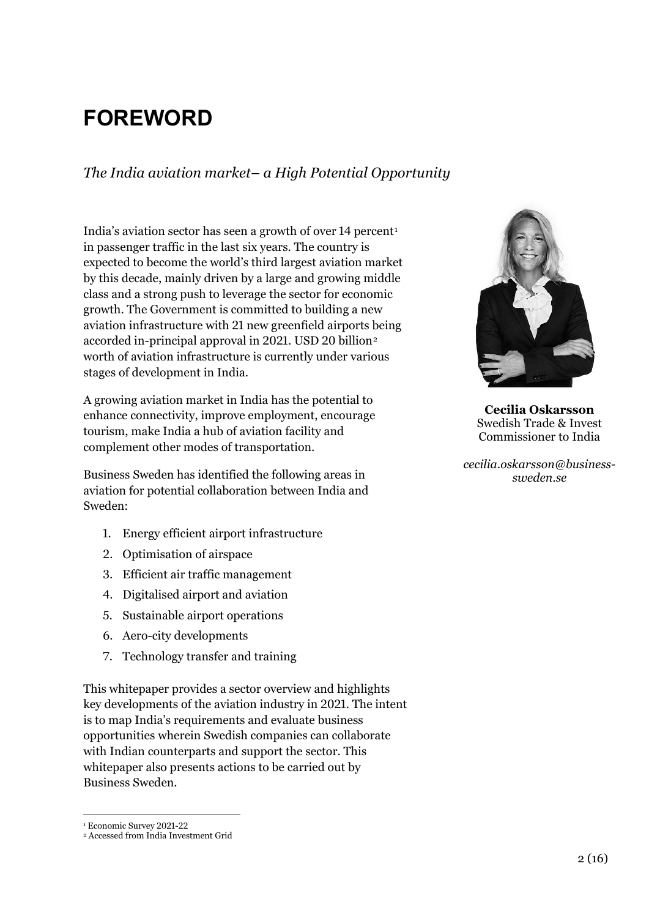# FOREWORD

*The India aviation market– a High Potential Opportunity*

India's aviation sector has seen a growth of over 14 percent[1] in passenger traffic in the last six years. The country is expected to become the world's third largest aviation market by this decade, mainly driven by a large and growing middle class and a strong push to leverage the sector for economic growth. The Government is committed to building a new aviation infrastructure with 21 new greenfield airports being accorded in-principal approval in 2021. USD 20 billion[2] worth of aviation infrastructure is currently under various stages of development in India.

A growing aviation market in India has the potential to enhance connectivity, improve employment, encourage tourism, make India a hub of aviation facility and complement other modes of transportation.

Business Sweden has identified the following areas in aviation for potential collaboration between India and Sweden:

1. Energy efficient airport infrastructure
2. Optimisation of airspace
3. Efficient air traffic management
4. Digitalised airport and aviation
5. Sustainable airport operations
6. Aero-city developments
7. Technology transfer and training

This whitepaper provides a sector overview and highlights key developments of the aviation industry in 2021. The intent is to map India's requirements and evaluate business opportunities wherein Swedish companies can collaborate with Indian counterparts and support the sector. This whitepaper also presents actions to be carried out by Business Sweden.

**Cecilia Oskarsson**
Swedish Trade & Invest Commissioner to India

*cecilia.oskarsson@business-sweden.se*

[1] Economic Survey 2021-22
[2] Accessed from India Investment Grid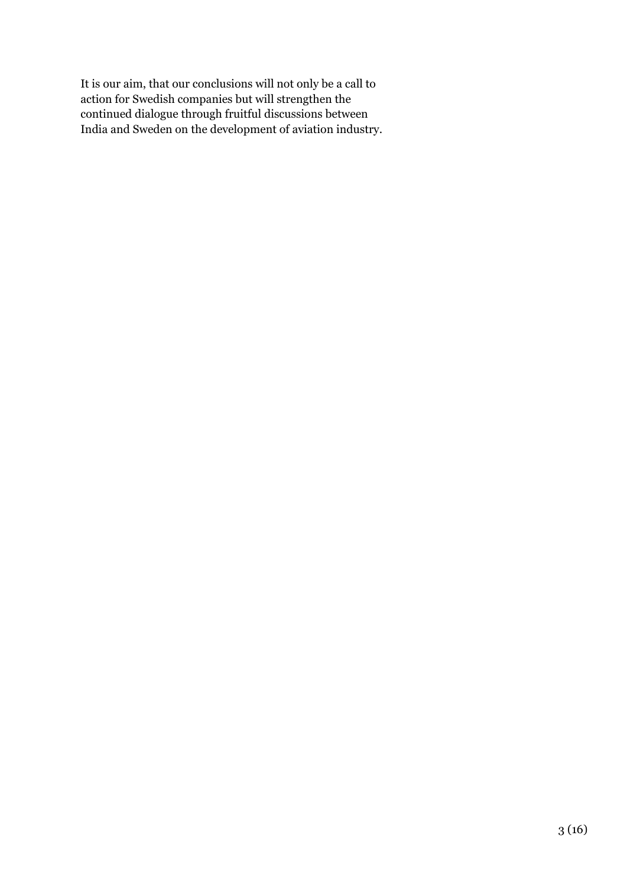It is our aim, that our conclusions will not only be a call to action for Swedish companies but will strengthen the continued dialogue through fruitful discussions between India and Sweden on the development of aviation industry.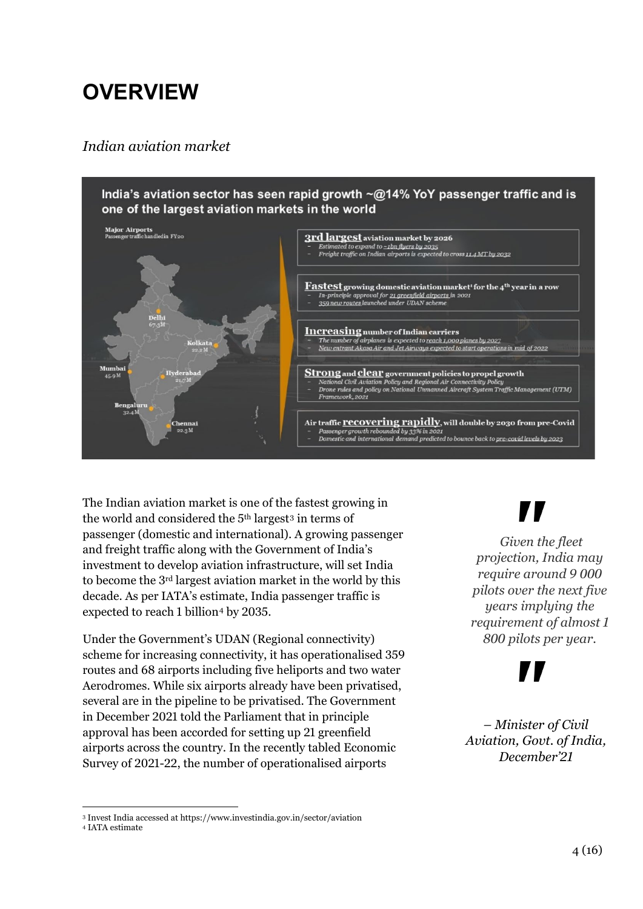# OVERVIEW

*Indian aviation market*

**India's aviation sector has seen rapid growth ~@14% YoY passenger traffic and is one of the largest aviation markets in the world**

Major Airports
Passenger traffic handled in FY20

- Delhi 67.3M
- Kolkata 22.2M
- Mumbai 45.9M
- Hyderabad 21.7M
- Bengaluru 32.4M
- Chennai 22.3M

**3rd largest** aviation market by 2026
- Estimated to expand to ~1bn flyers by 2035
- Freight traffic on Indian airports is expected to cross 11.4 MT by 2032

**Fastest** growing domestic aviation market[1] for the 4th year in a row
- In-principle approval for 21 greenfield airports in 2021
- 359 new routes launched under UDAN scheme

**Increasing** number of Indian carriers
- The number of airplanes is expected to reach 1,000 planes by 2027
- New entrant Akasa Air and Jet Airways expected to start operations in mid of 2022

**Strong** and **clear** government policies to propel growth
- National Civil Aviation Policy and Regional Air Connectivity Policy
- Drone rules and policy on National Unmanned Aircraft System Traffic Management (UTM) Framework, 2021

Air traffic **recovering rapidly**, will double by 2030 from pre-Covid
- Passenger growth rebounded by 33% in 2021
- Domestic and international demand predicted to bounce back to pre-covid levels by 2023

The Indian aviation market is one of the fastest growing in the world and considered the 5th largest[3] in terms of passenger (domestic and international). A growing passenger and freight traffic along with the Government of India's investment to develop aviation infrastructure, will set India to become the 3rd largest aviation market in the world by this decade. As per IATA's estimate, India passenger traffic is expected to reach 1 billion[4] by 2035.

Under the Government's UDAN (Regional connectivity) scheme for increasing connectivity, it has operationalised 359 routes and 68 airports including five heliports and two water Aerodromes. While six airports already have been privatised, several are in the pipeline to be privatised. The Government in December 2021 told the Parliament that in principle approval has been accorded for setting up 21 greenfield airports across the country. In the recently tabled Economic Survey of 2021-22, the number of operationalised airports

> *Given the fleet projection, India may require around 9 000 pilots over the next five years implying the requirement of almost 1 800 pilots per year.*
>
> *– Minister of Civil Aviation, Govt. of India, December'21*

---

[3] Invest India accessed at https://www.investindia.gov.in/sector/aviation
[4] IATA estimate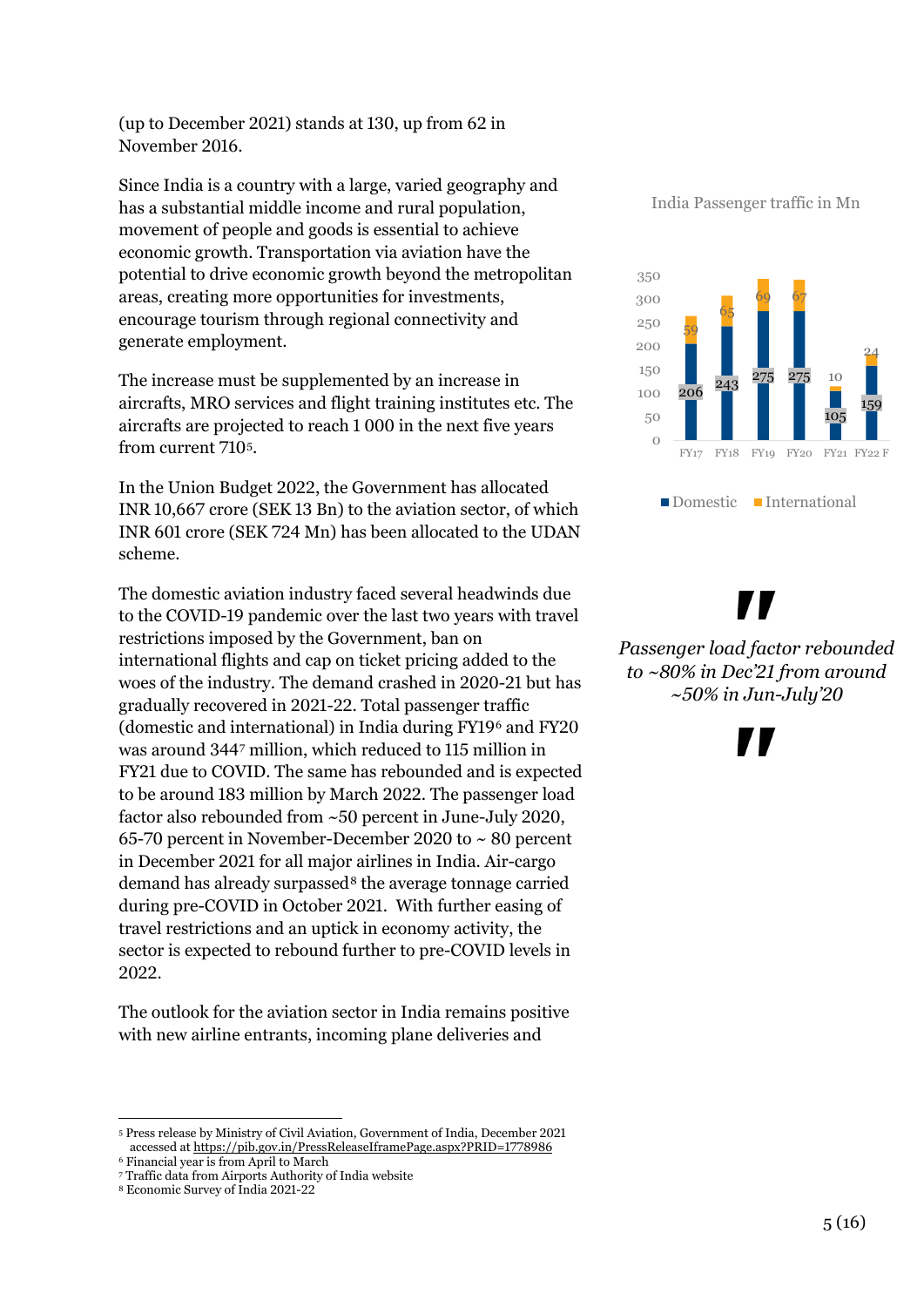(up to December 2021) stands at 130, up from 62 in November 2016.

Since India is a country with a large, varied geography and has a substantial middle income and rural population, movement of people and goods is essential to achieve economic growth. Transportation via aviation have the potential to drive economic growth beyond the metropolitan areas, creating more opportunities for investments, encourage tourism through regional connectivity and generate employment.

The increase must be supplemented by an increase in aircrafts, MRO services and flight training institutes etc. The aircrafts are projected to reach 1 000 in the next five years from current 710[5].

In the Union Budget 2022, the Government has allocated INR 10,667 crore (SEK 13 Bn) to the aviation sector, of which INR 601 crore (SEK 724 Mn) has been allocated to the UDAN scheme.

The domestic aviation industry faced several headwinds due to the COVID-19 pandemic over the last two years with travel restrictions imposed by the Government, ban on international flights and cap on ticket pricing added to the woes of the industry. The demand crashed in 2020-21 but has gradually recovered in 2021-22. Total passenger traffic (domestic and international) in India during FY19[6] and FY20 was around 344[7] million, which reduced to 115 million in FY21 due to COVID. The same has rebounded and is expected to be around 183 million by March 2022. The passenger load factor also rebounded from ~50 percent in June-July 2020, 65-70 percent in November-December 2020 to ~ 80 percent in December 2021 for all major airlines in India. Air-cargo demand has already surpassed[8] the average tonnage carried during pre-COVID in October 2021. With further easing of travel restrictions and an uptick in economy activity, the sector is expected to rebound further to pre-COVID levels in 2022.

The outlook for the aviation sector in India remains positive with new airline entrants, incoming plane deliveries and

India Passenger traffic in Mn

| | FY17 | FY18 | FY19 | FY20 | FY21 | FY22 F |
|---|---|---|---|---|---|---|
| Domestic | 206 | 243 | 275 | 275 | 105 | 159 |
| International | 59 | 65 | 69 | 67 | 10 | 24 |

*Passenger load factor rebounded to ~80% in Dec'21 from around ~50% in Jun-July'20*

---

[5] Press release by Ministry of Civil Aviation, Government of India, December 2021 accessed at https://pib.gov.in/PressReleaseIframePage.aspx?PRID=1778986

[6] Financial year is from April to March

[7] Traffic data from Airports Authority of India website

[8] Economic Survey of India 2021-22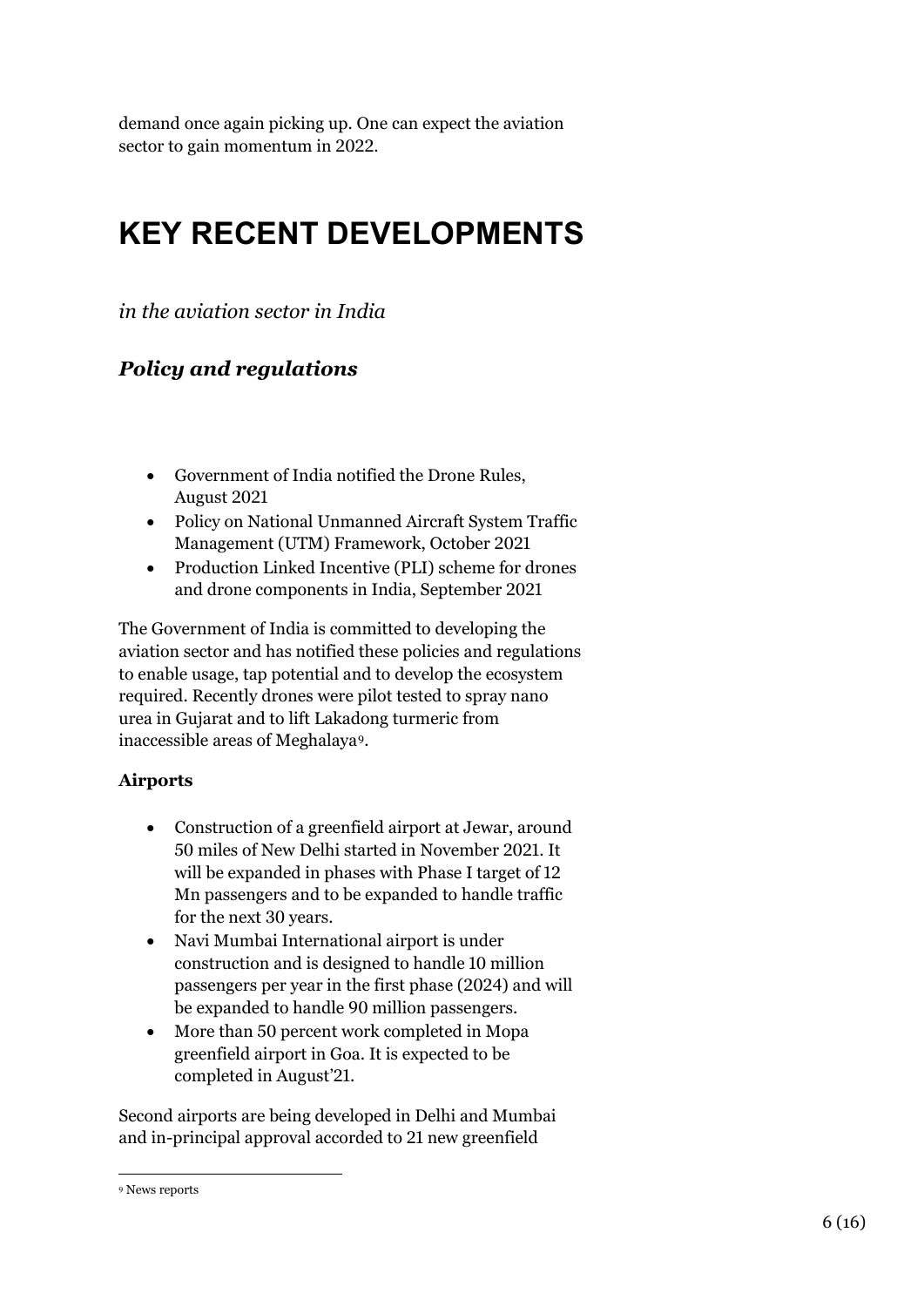demand once again picking up. One can expect the aviation sector to gain momentum in 2022.

# KEY RECENT DEVELOPMENTS

*in the aviation sector in India*

## *Policy and regulations*

- Government of India notified the Drone Rules, August 2021
- Policy on National Unmanned Aircraft System Traffic Management (UTM) Framework, October 2021
- Production Linked Incentive (PLI) scheme for drones and drone components in India, September 2021

The Government of India is committed to developing the aviation sector and has notified these policies and regulations to enable usage, tap potential and to develop the ecosystem required. Recently drones were pilot tested to spray nano urea in Gujarat and to lift Lakadong turmeric from inaccessible areas of Meghalaya[9].

**Airports**

- Construction of a greenfield airport at Jewar, around 50 miles of New Delhi started in November 2021. It will be expanded in phases with Phase I target of 12 Mn passengers and to be expanded to handle traffic for the next 30 years.
- Navi Mumbai International airport is under construction and is designed to handle 10 million passengers per year in the first phase (2024) and will be expanded to handle 90 million passengers.
- More than 50 percent work completed in Mopa greenfield airport in Goa. It is expected to be completed in August'21.

Second airports are being developed in Delhi and Mumbai and in-principal approval accorded to 21 new greenfield

[9] News reports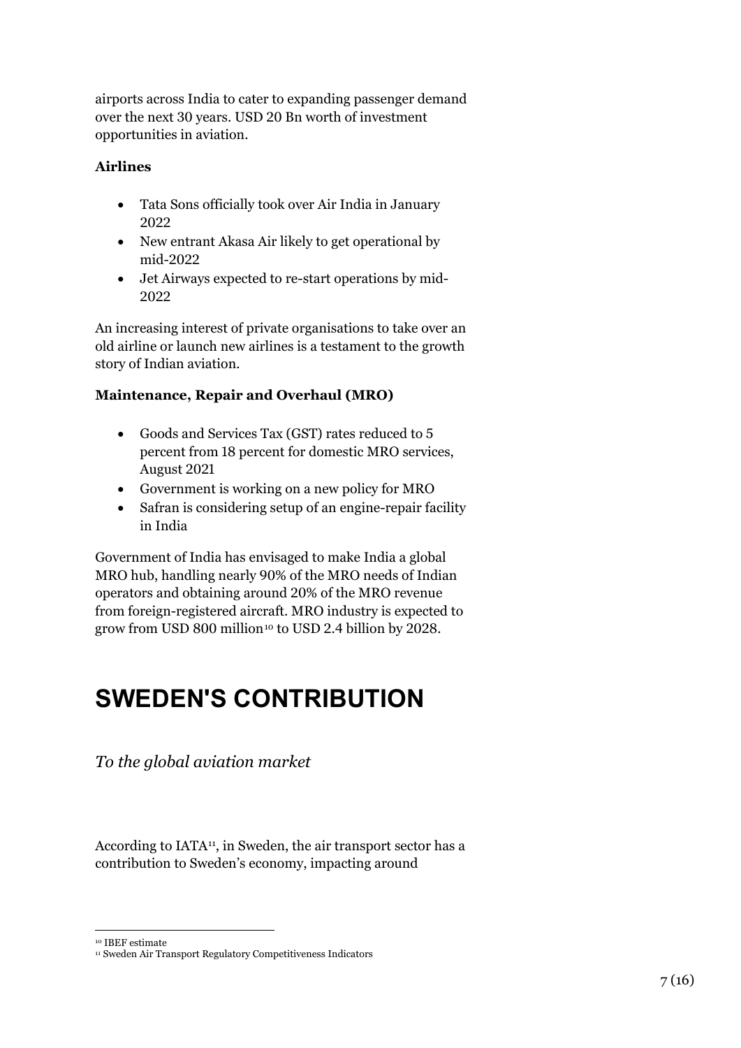airports across India to cater to expanding passenger demand over the next 30 years. USD 20 Bn worth of investment opportunities in aviation.

**Airlines**

- Tata Sons officially took over Air India in January 2022
- New entrant Akasa Air likely to get operational by mid-2022
- Jet Airways expected to re-start operations by mid-2022

An increasing interest of private organisations to take over an old airline or launch new airlines is a testament to the growth story of Indian aviation.

**Maintenance, Repair and Overhaul (MRO)**

- Goods and Services Tax (GST) rates reduced to 5 percent from 18 percent for domestic MRO services, August 2021
- Government is working on a new policy for MRO
- Safran is considering setup of an engine-repair facility in India

Government of India has envisaged to make India a global MRO hub, handling nearly 90% of the MRO needs of Indian operators and obtaining around 20% of the MRO revenue from foreign-registered aircraft. MRO industry is expected to grow from USD 800 million[10] to USD 2.4 billion by 2028.

# SWEDEN'S CONTRIBUTION

*To the global aviation market*

According to IATA[11], in Sweden, the air transport sector has a contribution to Sweden's economy, impacting around

[10] IBEF estimate

[11] Sweden Air Transport Regulatory Competitiveness Indicators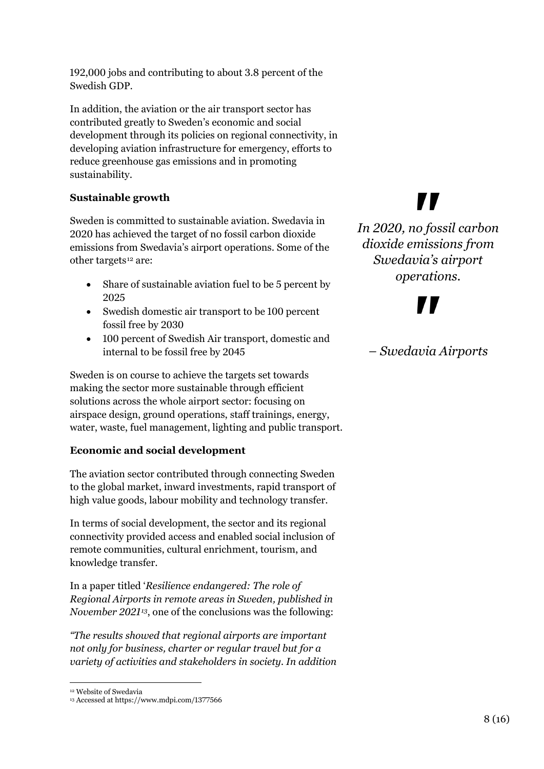192,000 jobs and contributing to about 3.8 percent of the Swedish GDP.

In addition, the aviation or the air transport sector has contributed greatly to Sweden's economic and social development through its policies on regional connectivity, in developing aviation infrastructure for emergency, efforts to reduce greenhouse gas emissions and in promoting sustainability.

**Sustainable growth**

Sweden is committed to sustainable aviation. Swedavia in 2020 has achieved the target of no fossil carbon dioxide emissions from Swedavia's airport operations. Some of the other targets[12] are:

- Share of sustainable aviation fuel to be 5 percent by 2025
- Swedish domestic air transport to be 100 percent fossil free by 2030
- 100 percent of Swedish Air transport, domestic and internal to be fossil free by 2045

Sweden is on course to achieve the targets set towards making the sector more sustainable through efficient solutions across the whole airport sector: focusing on airspace design, ground operations, staff trainings, energy, water, waste, fuel management, lighting and public transport.

> *In 2020, no fossil carbon dioxide emissions from Swedavia's airport operations.*
>
> *– Swedavia Airports*

**Economic and social development**

The aviation sector contributed through connecting Sweden to the global market, inward investments, rapid transport of high value goods, labour mobility and technology transfer.

In terms of social development, the sector and its regional connectivity provided access and enabled social inclusion of remote communities, cultural enrichment, tourism, and knowledge transfer.

In a paper titled '*Resilience endangered: The role of Regional Airports in remote areas in Sweden, published in November 2021*[13], one of the conclusions was the following:

*"The results showed that regional airports are important not only for business, charter or regular travel but for a variety of activities and stakeholders in society. In addition*

---

[12] Website of Swedavia

[13] Accessed at https://www.mdpi.com/1377566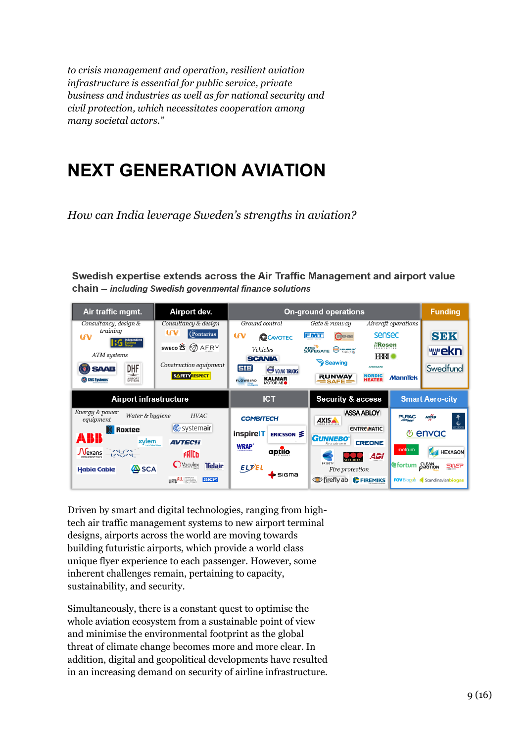*to crisis management and operation, resilient aviation infrastructure is essential for public service, private business and industries as well as for national security and civil protection, which necessitates cooperation among many societal actors."*

# NEXT GENERATION AVIATION

*How can India leverage Sweden's strengths in aviation?*

**Swedish expertise extends across the Air Traffic Management and airport value chain – *including Swedish govenmental finance solutions***

| Air traffic mgmt. | Airport dev. | On-ground operations | Funding |
|---|---|---|---|
| *Consultancy, design & training*: LFV, Independent Business Group; *ATM systems*: SAAB, DHF Airport Systems, CNS Systems | *Consultancy & design*: LFV, Pontarius, SWECO, AFRY; *Construction equipment*: Safety Respect | *Ground control*: LFV, Cavotec; *Vehicles*: Scania, SIB, Volvo Trucks, Flowbird, Kalmar Motor AB; *Gate & runway*: FMT, Safegate, ADB Safegate, Seawing, Runway Safe; *Aircraft operations*: Sensec, Rosen, Nordic Heater, MannTek | SEK, ekn, Swedfund |

| Airport infrastructure | ICT | Security & access | Smart Aero-city |
|---|---|---|---|
| *Energy & power equipment*: Roxtec, ABB, Nexans, Habia Cable; *Water & hygiene*: xylem, Alfa Laval, SCA; *HVAC*: systemair, Avtech, Fläkt, Vaculex, Telair, Lifts, SKF | Combitech, inspireIT, Ericsson, WRAP, aptilo, Eltel, Sigma | ASSA ABLOY, AXIS, Entrematic, Gunnebo, Creone, Irisity, Securitas, ADI; *Fire protection*: Firefly ab, Firemiks | Purac, envac, metrum, Hexagon, fortum, Clean Motion, SWEP, FOV Biogas, Scandinavian biogas |

Driven by smart and digital technologies, ranging from high-tech air traffic management systems to new airport terminal designs, airports across the world are moving towards building futuristic airports, which provide a world class unique flyer experience to each passenger. However, some inherent challenges remain, pertaining to capacity, sustainability, and security.

Simultaneously, there is a constant quest to optimise the whole aviation ecosystem from a sustainable point of view and minimise the environmental footprint as the global threat of climate change becomes more and more clear. In addition, digital and geopolitical developments have resulted in an increasing demand on security of airline infrastructure.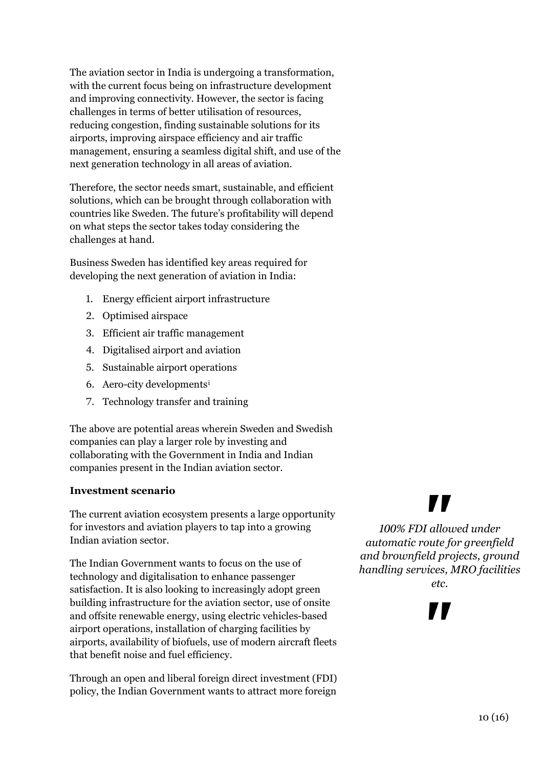The aviation sector in India is undergoing a transformation, with the current focus being on infrastructure development and improving connectivity. However, the sector is facing challenges in terms of better utilisation of resources, reducing congestion, finding sustainable solutions for its airports, improving airspace efficiency and air traffic management, ensuring a seamless digital shift, and use of the next generation technology in all areas of aviation.

Therefore, the sector needs smart, sustainable, and efficient solutions, which can be brought through collaboration with countries like Sweden. The future's profitability will depend on what steps the sector takes today considering the challenges at hand.

Business Sweden has identified key areas required for developing the next generation of aviation in India:

1. Energy efficient airport infrastructure
2. Optimised airspace
3. Efficient air traffic management
4. Digitalised airport and aviation
5. Sustainable airport operations
6. Aero-city developments[i]
7. Technology transfer and training

The above are potential areas wherein Sweden and Swedish companies can play a larger role by investing and collaborating with the Government in India and Indian companies present in the Indian aviation sector.

**Investment scenario**

The current aviation ecosystem presents a large opportunity for investors and aviation players to tap into a growing Indian aviation sector.

The Indian Government wants to focus on the use of technology and digitalisation to enhance passenger satisfaction. It is also looking to increasingly adopt green building infrastructure for the aviation sector, use of onsite and offsite renewable energy, using electric vehicles-based airport operations, installation of charging facilities by airports, availability of biofuels, use of modern aircraft fleets that benefit noise and fuel efficiency.

Through an open and liberal foreign direct investment (FDI) policy, the Indian Government wants to attract more foreign

> *100% FDI allowed under automatic route for greenfield and brownfield projects, ground handling services, MRO facilities etc.*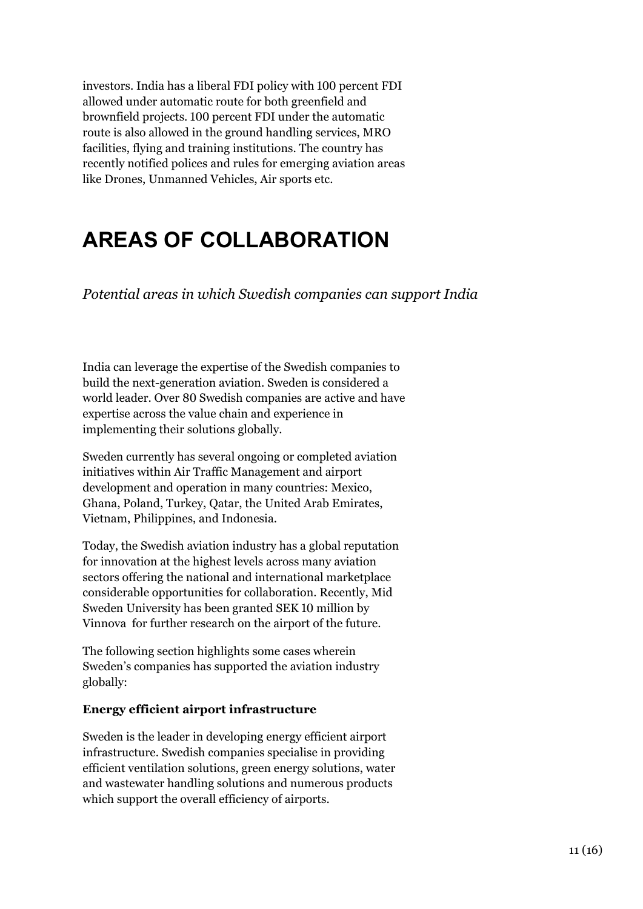investors. India has a liberal FDI policy with 100 percent FDI allowed under automatic route for both greenfield and brownfield projects. 100 percent FDI under the automatic route is also allowed in the ground handling services, MRO facilities, flying and training institutions. The country has recently notified polices and rules for emerging aviation areas like Drones, Unmanned Vehicles, Air sports etc.

# AREAS OF COLLABORATION

*Potential areas in which Swedish companies can support India*

India can leverage the expertise of the Swedish companies to build the next-generation aviation. Sweden is considered a world leader. Over 80 Swedish companies are active and have expertise across the value chain and experience in implementing their solutions globally.

Sweden currently has several ongoing or completed aviation initiatives within Air Traffic Management and airport development and operation in many countries: Mexico, Ghana, Poland, Turkey, Qatar, the United Arab Emirates, Vietnam, Philippines, and Indonesia.

Today, the Swedish aviation industry has a global reputation for innovation at the highest levels across many aviation sectors offering the national and international marketplace considerable opportunities for collaboration. Recently, Mid Sweden University has been granted SEK 10 million by Vinnova for further research on the airport of the future.

The following section highlights some cases wherein Sweden's companies has supported the aviation industry globally:

**Energy efficient airport infrastructure**

Sweden is the leader in developing energy efficient airport infrastructure. Swedish companies specialise in providing efficient ventilation solutions, green energy solutions, water and wastewater handling solutions and numerous products which support the overall efficiency of airports.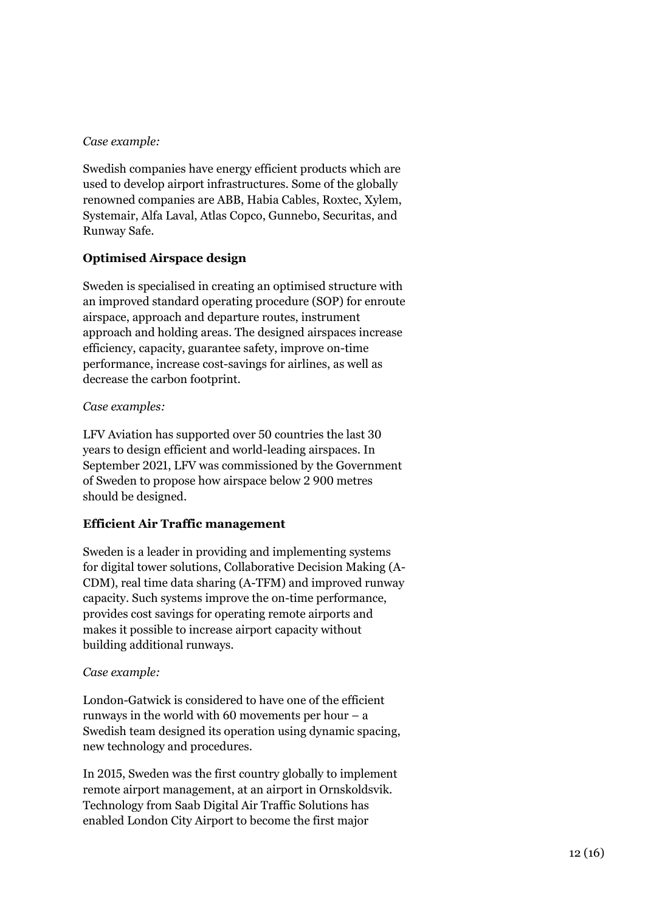*Case example:*

Swedish companies have energy efficient products which are used to develop airport infrastructures. Some of the globally renowned companies are ABB, Habia Cables, Roxtec, Xylem, Systemair, Alfa Laval, Atlas Copco, Gunnebo, Securitas, and Runway Safe.

**Optimised Airspace design**

Sweden is specialised in creating an optimised structure with an improved standard operating procedure (SOP) for enroute airspace, approach and departure routes, instrument approach and holding areas. The designed airspaces increase efficiency, capacity, guarantee safety, improve on-time performance, increase cost-savings for airlines, as well as decrease the carbon footprint.

*Case examples:*

LFV Aviation has supported over 50 countries the last 30 years to design efficient and world-leading airspaces. In September 2021, LFV was commissioned by the Government of Sweden to propose how airspace below 2 900 metres should be designed.

**Efficient Air Traffic management**

Sweden is a leader in providing and implementing systems for digital tower solutions, Collaborative Decision Making (A-CDM), real time data sharing (A-TFM) and improved runway capacity. Such systems improve the on-time performance, provides cost savings for operating remote airports and makes it possible to increase airport capacity without building additional runways.

*Case example:*

London-Gatwick is considered to have one of the efficient runways in the world with 60 movements per hour – a Swedish team designed its operation using dynamic spacing, new technology and procedures.

In 2015, Sweden was the first country globally to implement remote airport management, at an airport in Ornskoldsvik. Technology from Saab Digital Air Traffic Solutions has enabled London City Airport to become the first major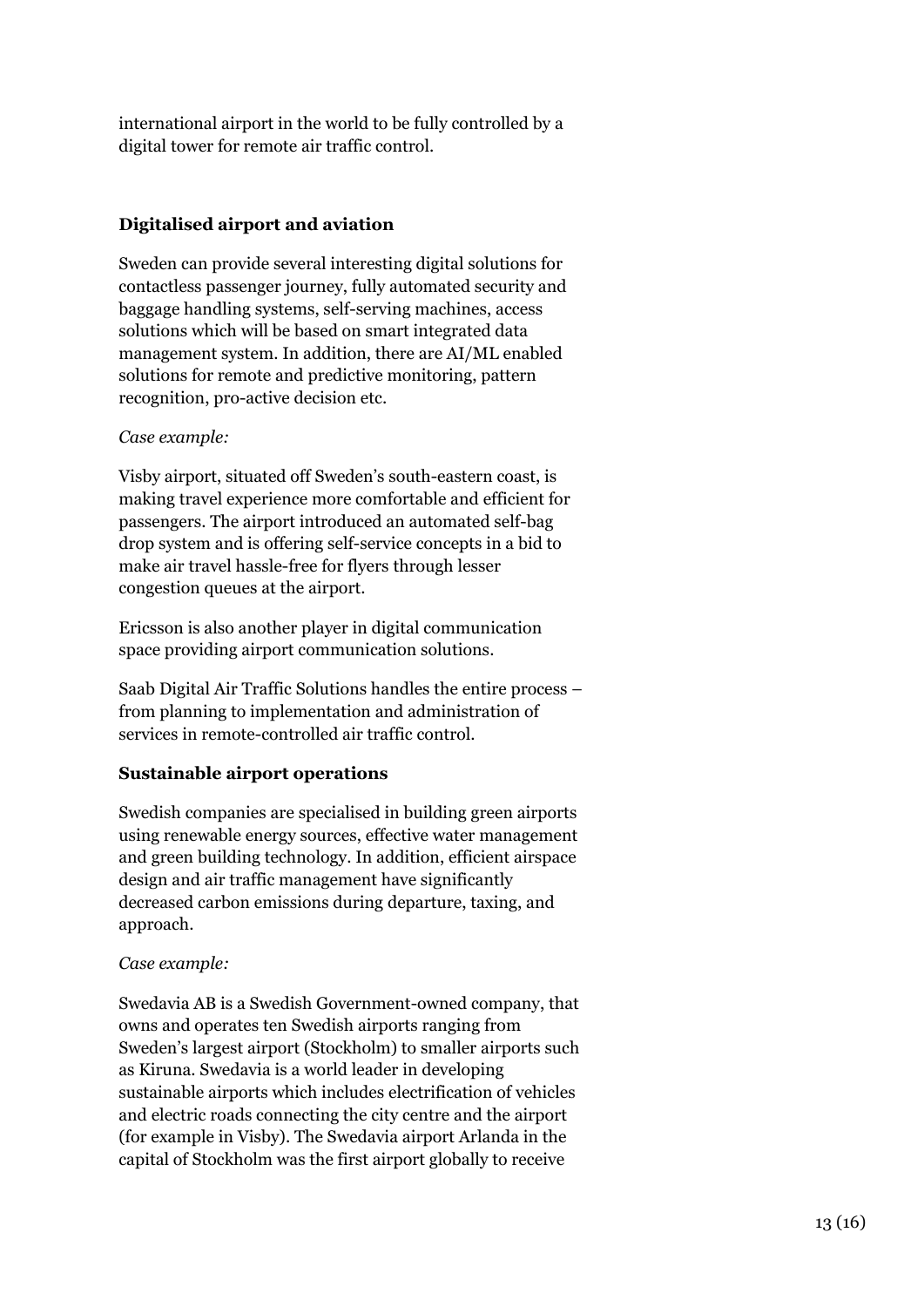international airport in the world to be fully controlled by a digital tower for remote air traffic control.

### Digitalised airport and aviation

Sweden can provide several interesting digital solutions for contactless passenger journey, fully automated security and baggage handling systems, self-serving machines, access solutions which will be based on smart integrated data management system. In addition, there are AI/ML enabled solutions for remote and predictive monitoring, pattern recognition, pro-active decision etc.

*Case example:*

Visby airport, situated off Sweden's south-eastern coast, is making travel experience more comfortable and efficient for passengers. The airport introduced an automated self-bag drop system and is offering self-service concepts in a bid to make air travel hassle-free for flyers through lesser congestion queues at the airport.

Ericsson is also another player in digital communication space providing airport communication solutions.

Saab Digital Air Traffic Solutions handles the entire process – from planning to implementation and administration of services in remote-controlled air traffic control.

### Sustainable airport operations

Swedish companies are specialised in building green airports using renewable energy sources, effective water management and green building technology. In addition, efficient airspace design and air traffic management have significantly decreased carbon emissions during departure, taxing, and approach.

*Case example:*

Swedavia AB is a Swedish Government-owned company, that owns and operates ten Swedish airports ranging from Sweden's largest airport (Stockholm) to smaller airports such as Kiruna. Swedavia is a world leader in developing sustainable airports which includes electrification of vehicles and electric roads connecting the city centre and the airport (for example in Visby). The Swedavia airport Arlanda in the capital of Stockholm was the first airport globally to receive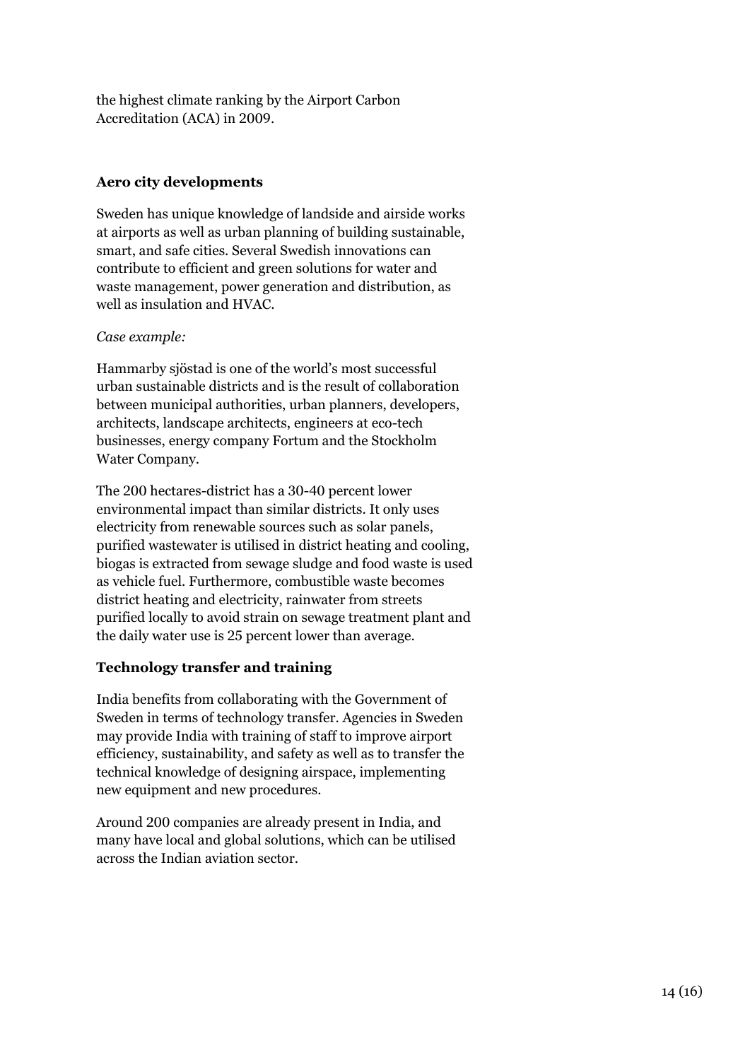the highest climate ranking by the Airport Carbon Accreditation (ACA) in 2009.

### Aero city developments

Sweden has unique knowledge of landside and airside works at airports as well as urban planning of building sustainable, smart, and safe cities. Several Swedish innovations can contribute to efficient and green solutions for water and waste management, power generation and distribution, as well as insulation and HVAC.

*Case example:*

Hammarby sjöstad is one of the world's most successful urban sustainable districts and is the result of collaboration between municipal authorities, urban planners, developers, architects, landscape architects, engineers at eco-tech businesses, energy company Fortum and the Stockholm Water Company.

The 200 hectares-district has a 30-40 percent lower environmental impact than similar districts. It only uses electricity from renewable sources such as solar panels, purified wastewater is utilised in district heating and cooling, biogas is extracted from sewage sludge and food waste is used as vehicle fuel. Furthermore, combustible waste becomes district heating and electricity, rainwater from streets purified locally to avoid strain on sewage treatment plant and the daily water use is 25 percent lower than average.

### Technology transfer and training

India benefits from collaborating with the Government of Sweden in terms of technology transfer. Agencies in Sweden may provide India with training of staff to improve airport efficiency, sustainability, and safety as well as to transfer the technical knowledge of designing airspace, implementing new equipment and new procedures.

Around 200 companies are already present in India, and many have local and global solutions, which can be utilised across the Indian aviation sector.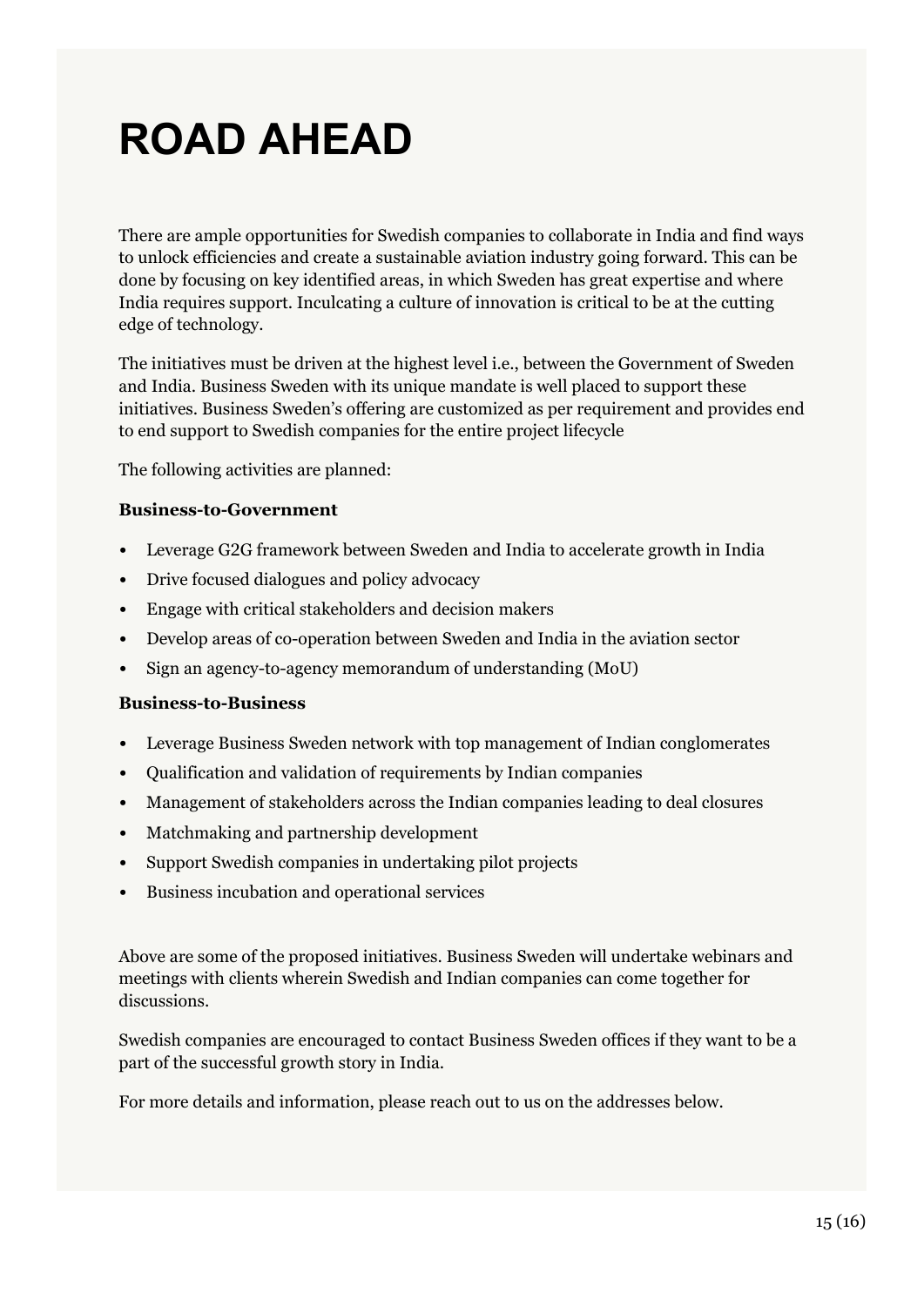# ROAD AHEAD

There are ample opportunities for Swedish companies to collaborate in India and find ways to unlock efficiencies and create a sustainable aviation industry going forward. This can be done by focusing on key identified areas, in which Sweden has great expertise and where India requires support. Inculcating a culture of innovation is critical to be at the cutting edge of technology.

The initiatives must be driven at the highest level i.e., between the Government of Sweden and India. Business Sweden with its unique mandate is well placed to support these initiatives. Business Sweden's offering are customized as per requirement and provides end to end support to Swedish companies for the entire project lifecycle

The following activities are planned:

**Business-to-Government**

- Leverage G2G framework between Sweden and India to accelerate growth in India
- Drive focused dialogues and policy advocacy
- Engage with critical stakeholders and decision makers
- Develop areas of co-operation between Sweden and India in the aviation sector
- Sign an agency-to-agency memorandum of understanding (MoU)

**Business-to-Business**

- Leverage Business Sweden network with top management of Indian conglomerates
- Qualification and validation of requirements by Indian companies
- Management of stakeholders across the Indian companies leading to deal closures
- Matchmaking and partnership development
- Support Swedish companies in undertaking pilot projects
- Business incubation and operational services

Above are some of the proposed initiatives. Business Sweden will undertake webinars and meetings with clients wherein Swedish and Indian companies can come together for discussions.

Swedish companies are encouraged to contact Business Sweden offices if they want to be a part of the successful growth story in India.

For more details and information, please reach out to us on the addresses below.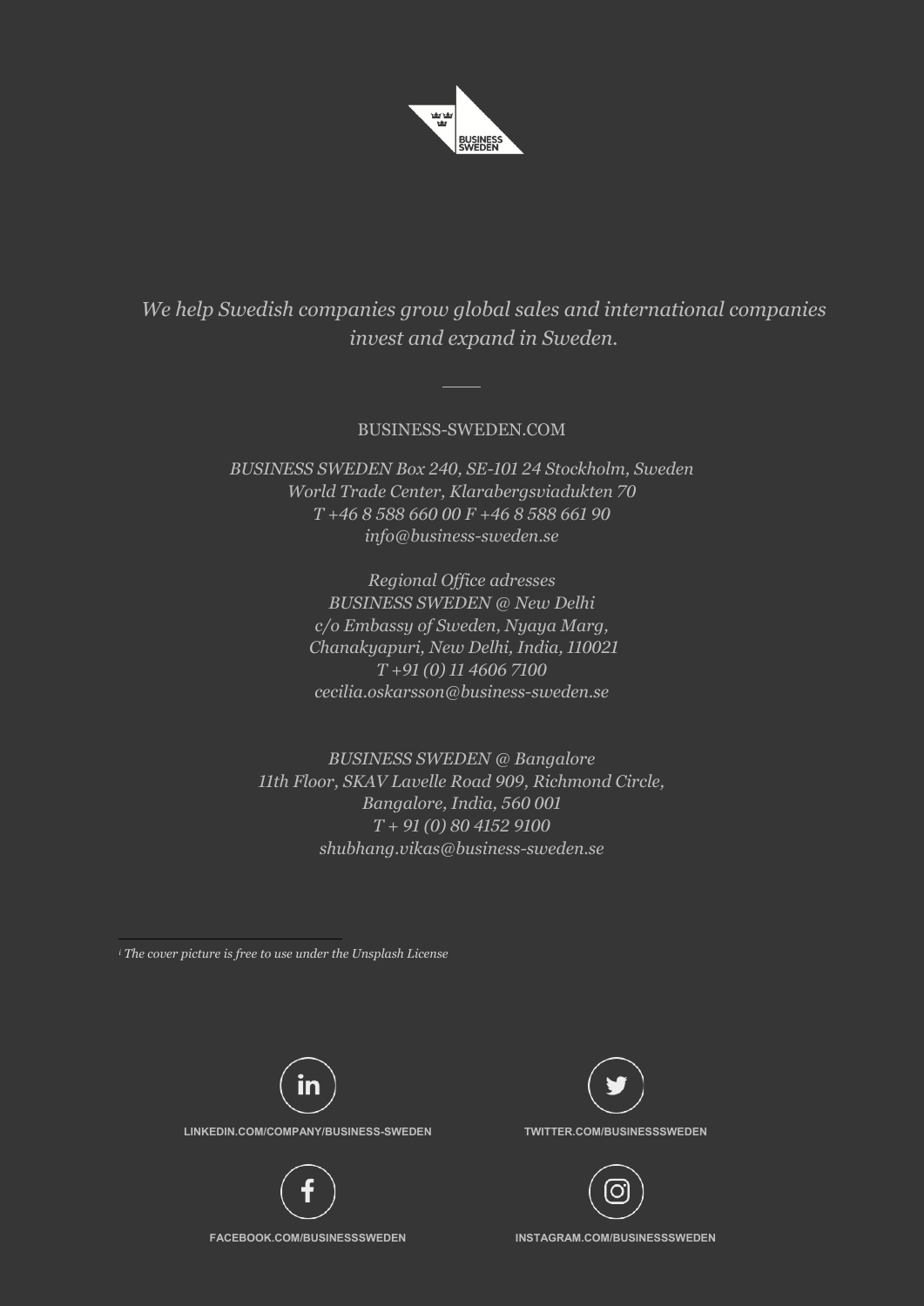BUSINESS SWEDEN

*We help Swedish companies grow global sales and international companies invest and expand in Sweden.*

---

BUSINESS-SWEDEN.COM

*BUSINESS SWEDEN Box 240, SE-101 24 Stockholm, Sweden*
*World Trade Center, Klarabergsviadukten 70*
*T +46 8 588 660 00 F +46 8 588 661 90*
*info@business-sweden.se*

*Regional Office adresses*
*BUSINESS SWEDEN @ New Delhi*
*c/o Embassy of Sweden, Nyaya Marg,*
*Chanakyapuri, New Delhi, India, 110021*
*T +91 (0) 11 4606 7100*
*cecilia.oskarsson@business-sweden.se*

*BUSINESS SWEDEN @ Bangalore*
*11th Floor, SKAV Lavelle Road 909, Richmond Circle,*
*Bangalore, India, 560 001*
*T + 91 (0) 80 4152 9100*
*shubhang.vikas@business-sweden.se*

---

[i] *The cover picture is free to use under the Unsplash License*

LINKEDIN.COM/COMPANY/BUSINESS-SWEDEN

TWITTER.COM/BUSINESSSWEDEN

FACEBOOK.COM/BUSINESSSWEDEN

INSTAGRAM.COM/BUSINESSSWEDEN